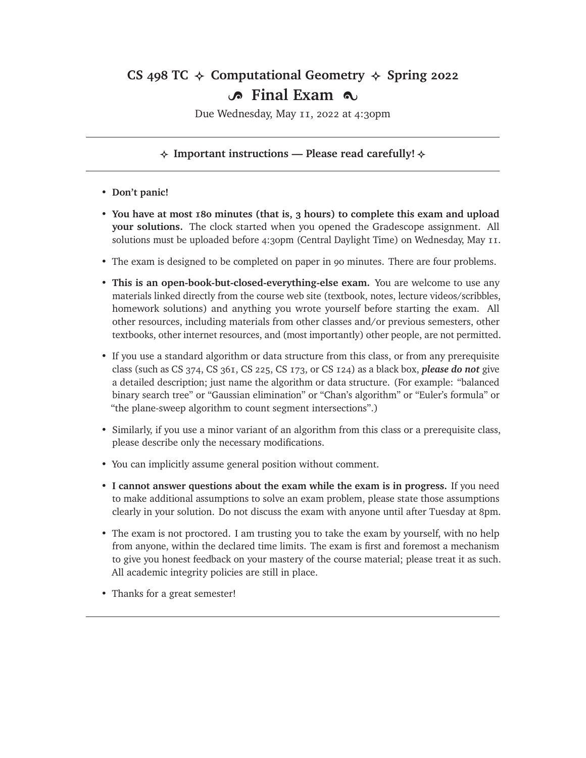# CS 498 TC ✧ Computational Geometry ✧ Spring 2022

## Final Exam

Due Wednesday, May 11, 2022 at 4:30pm

---

### ✧ Important instructions — Please read carefully! ✧

---

- **Don't panic!**
- **You have at most 180 minutes (that is, 3 hours) to complete this exam and upload your solutions.** The clock started when you opened the Gradescope assignment. All solutions must be uploaded before 4:30pm (Central Daylight Time) on Wednesday, May 11.
- The exam is designed to be completed on paper in 90 minutes. There are four problems.
- **This is an open-book-but-closed-everything-else exam.** You are welcome to use any materials linked directly from the course web site (textbook, notes, lecture videos/scribbles, homework solutions) and anything you wrote yourself before starting the exam. All other resources, including materials from other classes and/or previous semesters, other textbooks, other internet resources, and (most importantly) other people, are not permitted.
- If you use a standard algorithm or data structure from this class, or from any prerequisite class (such as CS 374, CS 361, CS 225, CS 173, or CS 124) as a black box, ***please do not*** give a detailed description; just name the algorithm or data structure. (For example: "balanced binary search tree" or "Gaussian elimination" or "Chan's algorithm" or "Euler's formula" or "the plane-sweep algorithm to count segment intersections".)
- Similarly, if you use a minor variant of an algorithm from this class or a prerequisite class, please describe only the necessary modifications.
- You can implicitly assume general position without comment.
- **I cannot answer questions about the exam while the exam is in progress.** If you need to make additional assumptions to solve an exam problem, please state those assumptions clearly in your solution. Do not discuss the exam with anyone until after Tuesday at 8pm.
- The exam is not proctored. I am trusting you to take the exam by yourself, with no help from anyone, within the declared time limits. The exam is first and foremost a mechanism to give you honest feedback on your mastery of the course material; please treat it as such. All academic integrity policies are still in place.
- Thanks for a great semester!

---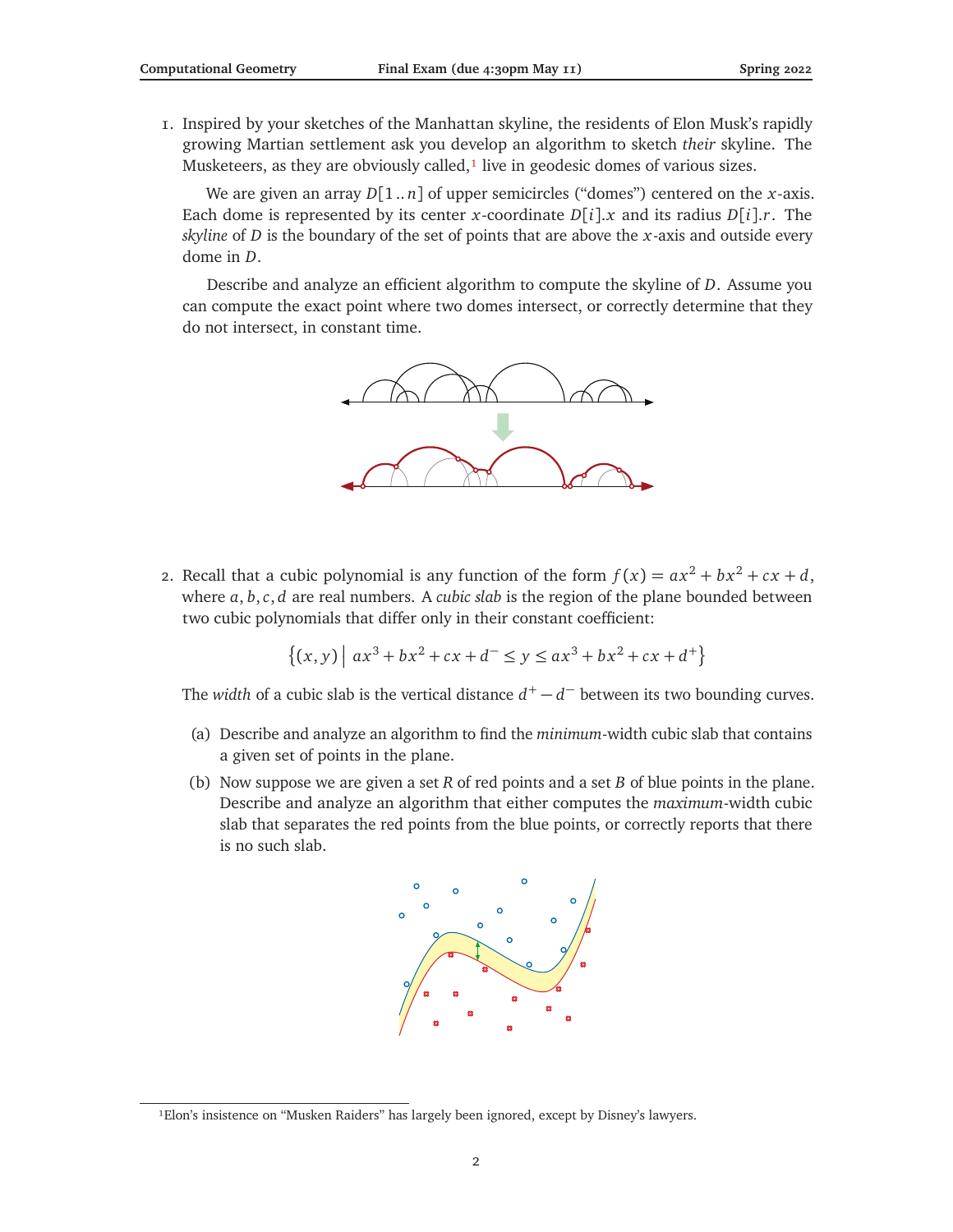1. Inspired by your sketches of the Manhattan skyline, the residents of Elon Musk's rapidly growing Martian settlement ask you develop an algorithm to sketch *their* skyline. The Musketeers, as they are obviously called,[1] live in geodesic domes of various sizes.

   We are given an array $D[1..n]$ of upper semicircles ("domes") centered on the $x$-axis. Each dome is represented by its center $x$-coordinate $D[i].x$ and its radius $D[i].r$. The *skyline* of $D$ is the boundary of the set of points that are above the $x$-axis and outside every dome in $D$.

   Describe and analyze an efficient algorithm to compute the skyline of $D$. Assume you can compute the exact point where two domes intersect, or correctly determine that they do not intersect, in constant time.

2. Recall that a cubic polynomial is any function of the form $f(x) = ax^2 + bx^2 + cx + d$, where $a, b, c, d$ are real numbers. A *cubic slab* is the region of the plane bounded between two cubic polynomials that differ only in their constant coefficient:

$$\left\{(x, y) \,\middle|\, ax^3 + bx^2 + cx + d^- \leq y \leq ax^3 + bx^2 + cx + d^+\right\}$$

   The *width* of a cubic slab is the vertical distance $d^+ - d^-$ between its two bounding curves.

   (a) Describe and analyze an algorithm to find the *minimum*-width cubic slab that contains a given set of points in the plane.

   (b) Now suppose we are given a set $R$ of red points and a set $B$ of blue points in the plane. Describe and analyze an algorithm that either computes the *maximum*-width cubic slab that separates the red points from the blue points, or correctly reports that there is no such slab.

[1] Elon's insistence on "Musken Raiders" has largely been ignored, except by Disney's lawyers.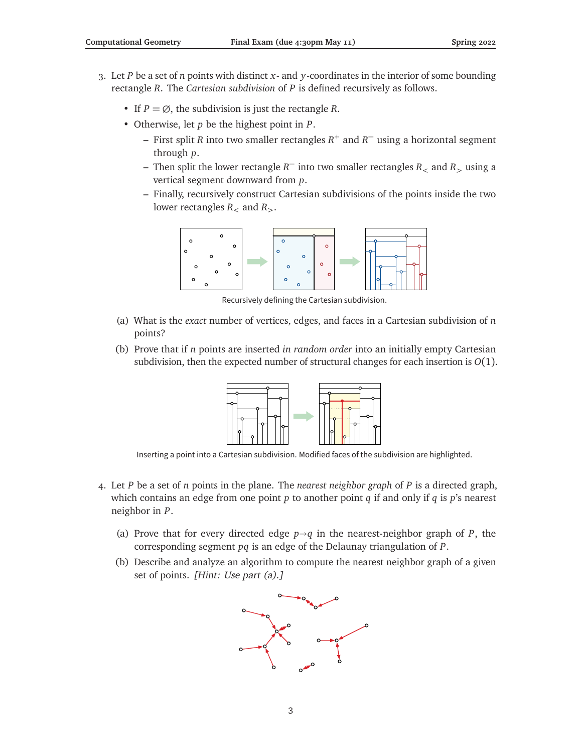3. Let $P$ be a set of $n$ points with distinct $x$- and $y$-coordinates in the interior of some bounding rectangle $R$. The *Cartesian subdivision* of $P$ is defined recursively as follows.

   - If $P = \varnothing$, the subdivision is just the rectangle $R$.
   - Otherwise, let $p$ be the highest point in $P$.
     - First split $R$ into two smaller rectangles $R^+$ and $R^-$ using a horizontal segment through $p$.
     - Then split the lower rectangle $R^-$ into two smaller rectangles $R_<$ and $R_>$ using a vertical segment downward from $p$.
     - Finally, recursively construct Cartesian subdivisions of the points inside the two lower rectangles $R_<$ and $R_>$.

   Recursively defining the Cartesian subdivision.

   (a) What is the *exact* number of vertices, edges, and faces in a Cartesian subdivision of $n$ points?

   (b) Prove that if $n$ points are inserted *in random order* into an initially empty Cartesian subdivision, then the expected number of structural changes for each insertion is $O(1)$.

   Inserting a point into a Cartesian subdivision. Modified faces of the subdivision are highlighted.

4. Let $P$ be a set of $n$ points in the plane. The *nearest neighbor graph* of $P$ is a directed graph, which contains an edge from one point $p$ to another point $q$ if and only if $q$ is $p$'s nearest neighbor in $P$.

   (a) Prove that for every directed edge $p \rightarrow q$ in the nearest-neighbor graph of $P$, the corresponding segment $pq$ is an edge of the Delaunay triangulation of $P$.

   (b) Describe and analyze an algorithm to compute the nearest neighbor graph of a given set of points. *[Hint: Use part (a).]*